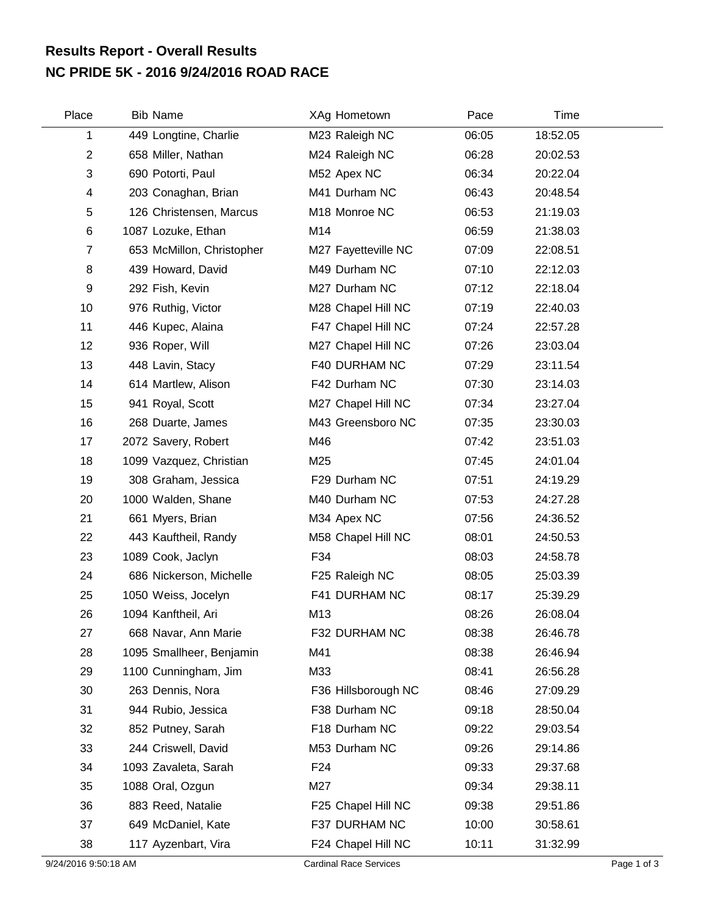# Results Report - Overall Results
# NC PRIDE 5K - 2016 9/24/2016 ROAD RACE

| Place | Bib | Name | XAg | Hometown | Pace | Time |
|---|---|---|---|---|---|---|
| 1 | 449 | Longtine, Charlie | M23 | Raleigh NC | 06:05 | 18:52.05 |
| 2 | 658 | Miller, Nathan | M24 | Raleigh NC | 06:28 | 20:02.53 |
| 3 | 690 | Potorti, Paul | M52 | Apex NC | 06:34 | 20:22.04 |
| 4 | 203 | Conaghan, Brian | M41 | Durham NC | 06:43 | 20:48.54 |
| 5 | 126 | Christensen, Marcus | M18 | Monroe NC | 06:53 | 21:19.03 |
| 6 | 1087 | Lozuke, Ethan | M14 | | 06:59 | 21:38.03 |
| 7 | 653 | McMillon, Christopher | M27 | Fayetteville NC | 07:09 | 22:08.51 |
| 8 | 439 | Howard, David | M49 | Durham NC | 07:10 | 22:12.03 |
| 9 | 292 | Fish, Kevin | M27 | Durham NC | 07:12 | 22:18.04 |
| 10 | 976 | Ruthig, Victor | M28 | Chapel Hill NC | 07:19 | 22:40.03 |
| 11 | 446 | Kupec, Alaina | F47 | Chapel Hill NC | 07:24 | 22:57.28 |
| 12 | 936 | Roper, Will | M27 | Chapel Hill NC | 07:26 | 23:03.04 |
| 13 | 448 | Lavin, Stacy | F40 | DURHAM NC | 07:29 | 23:11.54 |
| 14 | 614 | Martlew, Alison | F42 | Durham NC | 07:30 | 23:14.03 |
| 15 | 941 | Royal, Scott | M27 | Chapel Hill NC | 07:34 | 23:27.04 |
| 16 | 268 | Duarte, James | M43 | Greensboro NC | 07:35 | 23:30.03 |
| 17 | 2072 | Savery, Robert | M46 | | 07:42 | 23:51.03 |
| 18 | 1099 | Vazquez, Christian | M25 | | 07:45 | 24:01.04 |
| 19 | 308 | Graham, Jessica | F29 | Durham NC | 07:51 | 24:19.29 |
| 20 | 1000 | Walden, Shane | M40 | Durham NC | 07:53 | 24:27.28 |
| 21 | 661 | Myers, Brian | M34 | Apex NC | 07:56 | 24:36.52 |
| 22 | 443 | Kauftheil, Randy | M58 | Chapel Hill NC | 08:01 | 24:50.53 |
| 23 | 1089 | Cook, Jaclyn | F34 | | 08:03 | 24:58.78 |
| 24 | 686 | Nickerson, Michelle | F25 | Raleigh NC | 08:05 | 25:03.39 |
| 25 | 1050 | Weiss, Jocelyn | F41 | DURHAM NC | 08:17 | 25:39.29 |
| 26 | 1094 | Kanftheil, Ari | M13 | | 08:26 | 26:08.04 |
| 27 | 668 | Navar, Ann Marie | F32 | DURHAM NC | 08:38 | 26:46.78 |
| 28 | 1095 | Smallheer, Benjamin | M41 | | 08:38 | 26:46.94 |
| 29 | 1100 | Cunningham, Jim | M33 | | 08:41 | 26:56.28 |
| 30 | 263 | Dennis, Nora | F36 | Hillsborough NC | 08:46 | 27:09.29 |
| 31 | 944 | Rubio, Jessica | F38 | Durham NC | 09:18 | 28:50.04 |
| 32 | 852 | Putney, Sarah | F18 | Durham NC | 09:22 | 29:03.54 |
| 33 | 244 | Criswell, David | M53 | Durham NC | 09:26 | 29:14.86 |
| 34 | 1093 | Zavaleta, Sarah | F24 | | 09:33 | 29:37.68 |
| 35 | 1088 | Oral, Ozgun | M27 | | 09:34 | 29:38.11 |
| 36 | 883 | Reed, Natalie | F25 | Chapel Hill NC | 09:38 | 29:51.86 |
| 37 | 649 | McDaniel, Kate | F37 | DURHAM NC | 10:00 | 30:58.61 |
| 38 | 117 | Ayzenbart, Vira | F24 | Chapel Hill NC | 10:11 | 31:32.99 |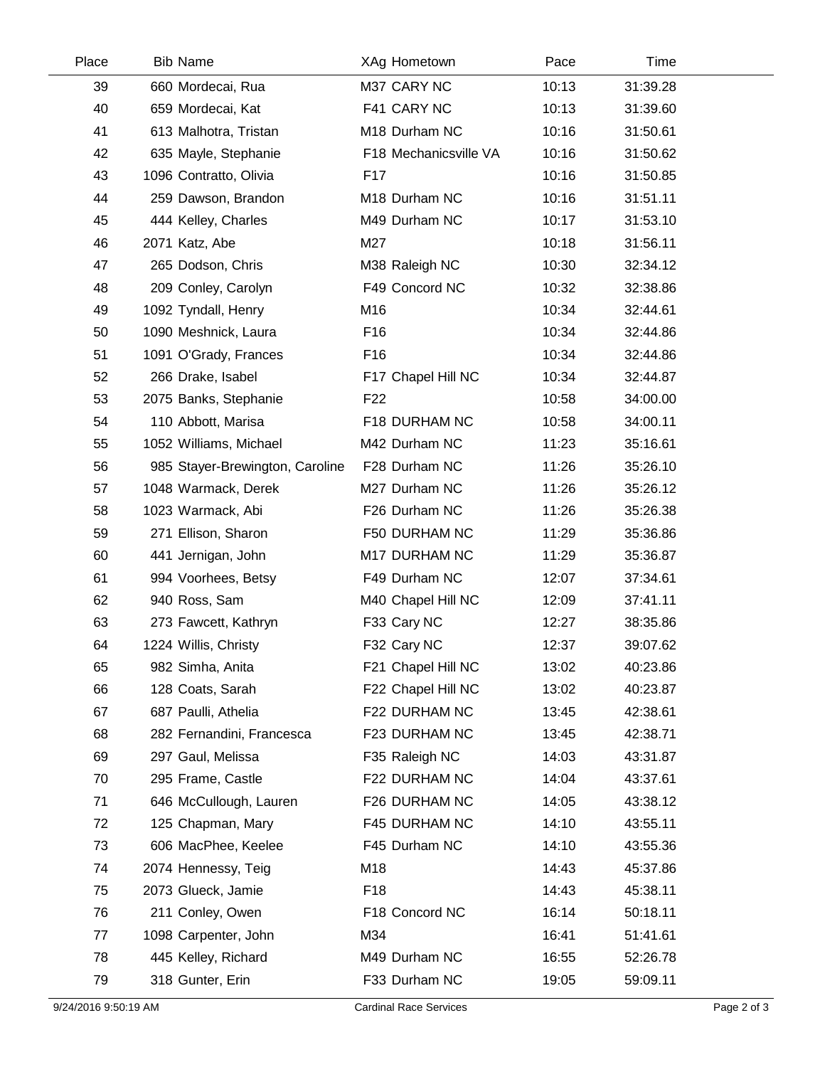| Place | Bib | Name | XAg | Hometown | Pace | Time |
|---|---|---|---|---|---|---|
| 39 | 660 | Mordecai, Rua | M37 | CARY NC | 10:13 | 31:39.28 |
| 40 | 659 | Mordecai, Kat | F41 | CARY NC | 10:13 | 31:39.60 |
| 41 | 613 | Malhotra, Tristan | M18 | Durham NC | 10:16 | 31:50.61 |
| 42 | 635 | Mayle, Stephanie | F18 | Mechanicsville VA | 10:16 | 31:50.62 |
| 43 | 1096 | Contratto, Olivia | F17 | | 10:16 | 31:50.85 |
| 44 | 259 | Dawson, Brandon | M18 | Durham NC | 10:16 | 31:51.11 |
| 45 | 444 | Kelley, Charles | M49 | Durham NC | 10:17 | 31:53.10 |
| 46 | 2071 | Katz, Abe | M27 | | 10:18 | 31:56.11 |
| 47 | 265 | Dodson, Chris | M38 | Raleigh NC | 10:30 | 32:34.12 |
| 48 | 209 | Conley, Carolyn | F49 | Concord NC | 10:32 | 32:38.86 |
| 49 | 1092 | Tyndall, Henry | M16 | | 10:34 | 32:44.61 |
| 50 | 1090 | Meshnick, Laura | F16 | | 10:34 | 32:44.86 |
| 51 | 1091 | O'Grady, Frances | F16 | | 10:34 | 32:44.86 |
| 52 | 266 | Drake, Isabel | F17 | Chapel Hill NC | 10:34 | 32:44.87 |
| 53 | 2075 | Banks, Stephanie | F22 | | 10:58 | 34:00.00 |
| 54 | 110 | Abbott, Marisa | F18 | DURHAM NC | 10:58 | 34:00.11 |
| 55 | 1052 | Williams, Michael | M42 | Durham NC | 11:23 | 35:16.61 |
| 56 | 985 | Stayer-Brewington, Caroline | F28 | Durham NC | 11:26 | 35:26.10 |
| 57 | 1048 | Warmack, Derek | M27 | Durham NC | 11:26 | 35:26.12 |
| 58 | 1023 | Warmack, Abi | F26 | Durham NC | 11:26 | 35:26.38 |
| 59 | 271 | Ellison, Sharon | F50 | DURHAM NC | 11:29 | 35:36.86 |
| 60 | 441 | Jernigan, John | M17 | DURHAM NC | 11:29 | 35:36.87 |
| 61 | 994 | Voorhees, Betsy | F49 | Durham NC | 12:07 | 37:34.61 |
| 62 | 940 | Ross, Sam | M40 | Chapel Hill NC | 12:09 | 37:41.11 |
| 63 | 273 | Fawcett, Kathryn | F33 | Cary NC | 12:27 | 38:35.86 |
| 64 | 1224 | Willis, Christy | F32 | Cary NC | 12:37 | 39:07.62 |
| 65 | 982 | Simha, Anita | F21 | Chapel Hill NC | 13:02 | 40:23.86 |
| 66 | 128 | Coats, Sarah | F22 | Chapel Hill NC | 13:02 | 40:23.87 |
| 67 | 687 | Paulli, Athelia | F22 | DURHAM NC | 13:45 | 42:38.61 |
| 68 | 282 | Fernandini, Francesca | F23 | DURHAM NC | 13:45 | 42:38.71 |
| 69 | 297 | Gaul, Melissa | F35 | Raleigh NC | 14:03 | 43:31.87 |
| 70 | 295 | Frame, Castle | F22 | DURHAM NC | 14:04 | 43:37.61 |
| 71 | 646 | McCullough, Lauren | F26 | DURHAM NC | 14:05 | 43:38.12 |
| 72 | 125 | Chapman, Mary | F45 | DURHAM NC | 14:10 | 43:55.11 |
| 73 | 606 | MacPhee, Keelee | F45 | Durham NC | 14:10 | 43:55.36 |
| 74 | 2074 | Hennessy, Teig | M18 | | 14:43 | 45:37.86 |
| 75 | 2073 | Glueck, Jamie | F18 | | 14:43 | 45:38.11 |
| 76 | 211 | Conley, Owen | F18 | Concord NC | 16:14 | 50:18.11 |
| 77 | 1098 | Carpenter, John | M34 | | 16:41 | 51:41.61 |
| 78 | 445 | Kelley, Richard | M49 | Durham NC | 16:55 | 52:26.78 |
| 79 | 318 | Gunter, Erin | F33 | Durham NC | 19:05 | 59:09.11 |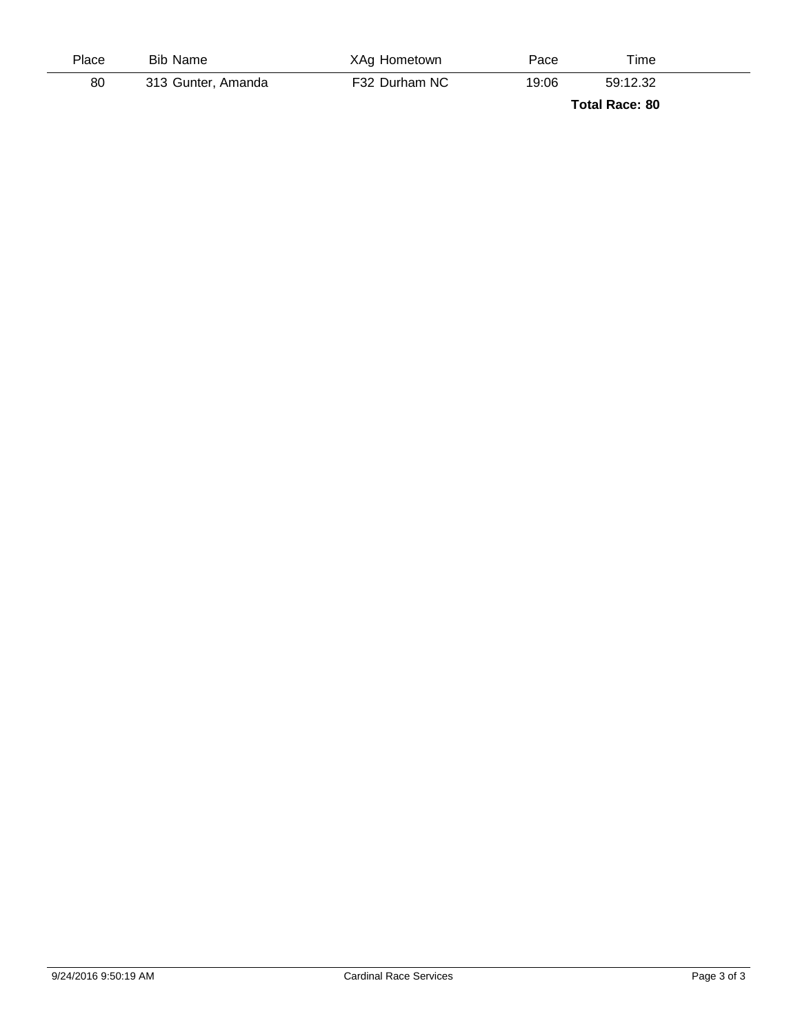| Place | Bib | Name | XAg | Hometown | Pace | Time |
|---|---|---|---|---|---|---|
| 80 | 313 | Gunter, Amanda | F32 | Durham NC | 19:06 | 59:12.32 |

**Total Race: 80**